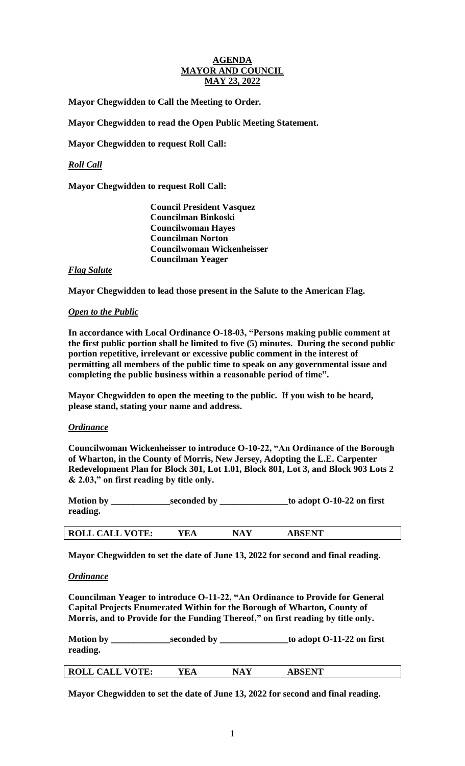**AGENDA**
**MAYOR AND COUNCIL**
**MAY 23, 2022**

**Mayor Chegwidden to Call the Meeting to Order.**

**Mayor Chegwidden to read the Open Public Meeting Statement.**

**Mayor Chegwidden to request Roll Call:**

***Roll Call***

**Mayor Chegwidden to request Roll Call:**

**Council President Vasquez**
**Councilman Binkoski**
**Councilwoman Hayes**
**Councilman Norton**
**Councilwoman Wickenheisser**
**Councilman Yeager**

***Flag Salute***

**Mayor Chegwidden to lead those present in the Salute to the American Flag.**

***Open to the Public***

**In accordance with Local Ordinance O-18-03, "Persons making public comment at the first public portion shall be limited to five (5) minutes. During the second public portion repetitive, irrelevant or excessive public comment in the interest of permitting all members of the public time to speak on any governmental issue and completing the public business within a reasonable period of time".**

**Mayor Chegwidden to open the meeting to the public. If you wish to be heard, please stand, stating your name and address.**

***Ordinance***

**Councilwoman Wickenheisser to introduce O-10-22, "An Ordinance of the Borough of Wharton, in the County of Morris, New Jersey, Adopting the L.E. Carpenter Redevelopment Plan for Block 301, Lot 1.01, Block 801, Lot 3, and Block 903 Lots 2 & 2.03," on first reading by title only.**

**Motion by _____________seconded by _______________to adopt O-10-22 on first reading.**

| ROLL CALL VOTE: | YEA | NAY | ABSENT |
|---|---|---|---|

**Mayor Chegwidden to set the date of June 13, 2022 for second and final reading.**

***Ordinance***

**Councilman Yeager to introduce O-11-22, "An Ordinance to Provide for General Capital Projects Enumerated Within for the Borough of Wharton, County of Morris, and to Provide for the Funding Thereof," on first reading by title only.**

**Motion by _____________seconded by _______________to adopt O-11-22 on first reading.**

| ROLL CALL VOTE: | YEA | NAY | ABSENT |
|---|---|---|---|

**Mayor Chegwidden to set the date of June 13, 2022 for second and final reading.**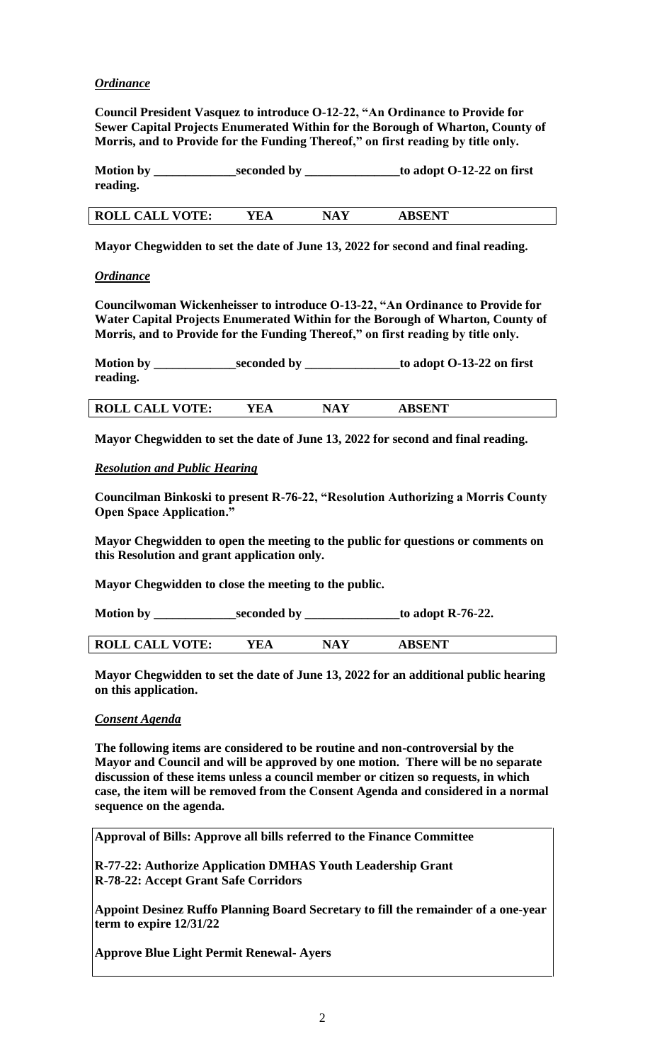***Ordinance***

**Council President Vasquez to introduce O-12-22, "An Ordinance to Provide for Sewer Capital Projects Enumerated Within for the Borough of Wharton, County of Morris, and to Provide for the Funding Thereof," on first reading by title only.**

**Motion by _____________seconded by _______________to adopt O-12-22 on first reading.**

| ROLL CALL VOTE: | YEA | NAY | ABSENT |
|---|---|---|---|

**Mayor Chegwidden to set the date of June 13, 2022 for second and final reading.**

***Ordinance***

**Councilwoman Wickenheisser to introduce O-13-22, "An Ordinance to Provide for Water Capital Projects Enumerated Within for the Borough of Wharton, County of Morris, and to Provide for the Funding Thereof," on first reading by title only.**

**Motion by _____________seconded by _______________to adopt O-13-22 on first reading.**

| ROLL CALL VOTE: | YEA | NAY | ABSENT |
|---|---|---|---|

**Mayor Chegwidden to set the date of June 13, 2022 for second and final reading.**

***Resolution and Public Hearing***

**Councilman Binkoski to present R-76-22, "Resolution Authorizing a Morris County Open Space Application."**

**Mayor Chegwidden to open the meeting to the public for questions or comments on this Resolution and grant application only.**

**Mayor Chegwidden to close the meeting to the public.**

**Motion by _____________seconded by _______________to adopt R-76-22.**

| ROLL CALL VOTE: | YEA | NAY | ABSENT |
|---|---|---|---|

**Mayor Chegwidden to set the date of June 13, 2022 for an additional public hearing on this application.**

***Consent Agenda***

**The following items are considered to be routine and non-controversial by the Mayor and Council and will be approved by one motion. There will be no separate discussion of these items unless a council member or citizen so requests, in which case, the item will be removed from the Consent Agenda and considered in a normal sequence on the agenda.**

**Approval of Bills: Approve all bills referred to the Finance Committee**

**R-77-22: Authorize Application DMHAS Youth Leadership Grant**
**R-78-22: Accept Grant Safe Corridors**

**Appoint Desinez Ruffo Planning Board Secretary to fill the remainder of a one-year term to expire 12/31/22**

**Approve Blue Light Permit Renewal- Ayers**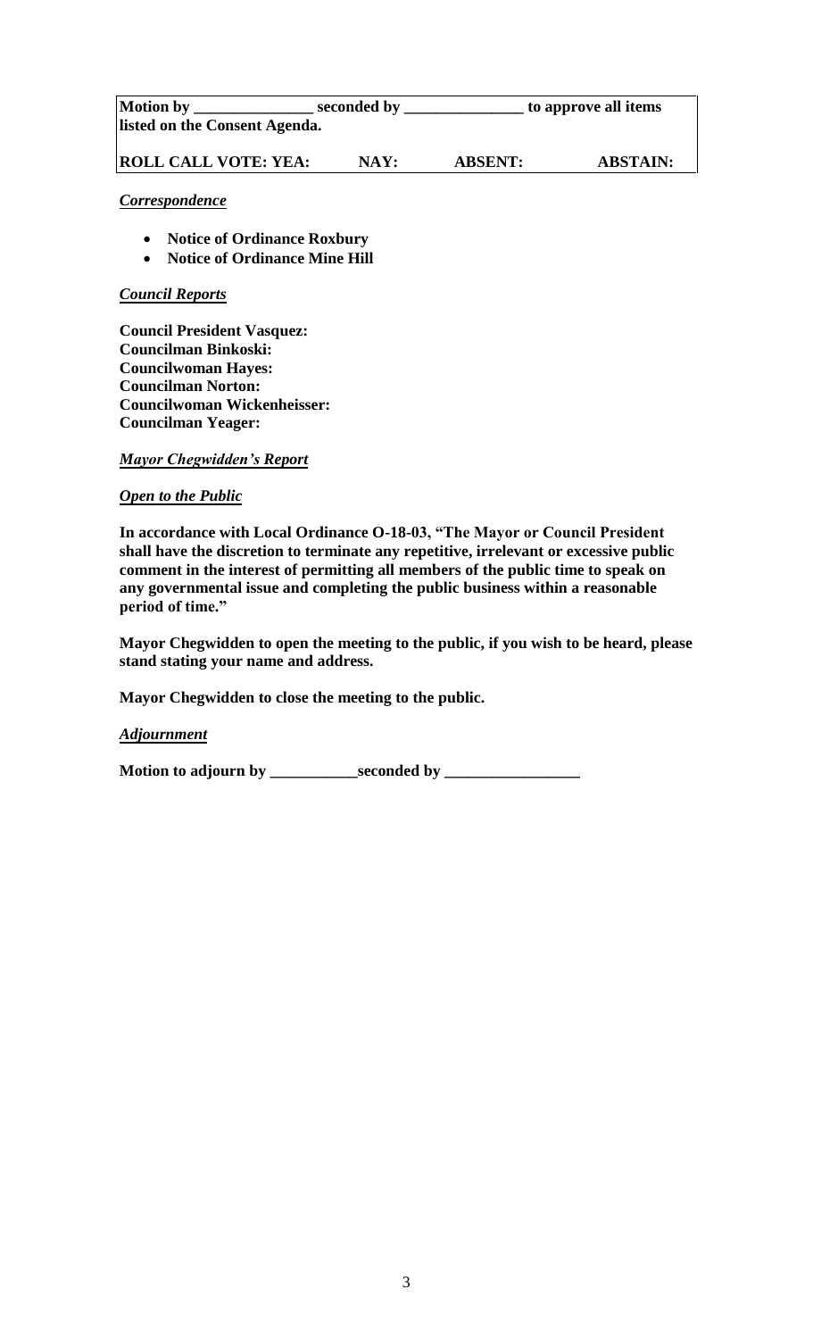| | | | |
|---|---|---|---|
| **Motion by _______________ seconded by _______________ to approve all items listed on the Consent Agenda.** | | | |
| **ROLL CALL VOTE: YEA:** | **NAY:** | **ABSENT:** | **ABSTAIN:** |

***Correspondence***

- **Notice of Ordinance Roxbury**
- **Notice of Ordinance Mine Hill**

***Council Reports***

**Council President Vasquez:**
**Councilman Binkoski:**
**Councilwoman Hayes:**
**Councilman Norton:**
**Councilwoman Wickenheisser:**
**Councilman Yeager:**

***Mayor Chegwidden's Report***

***Open to the Public***

**In accordance with Local Ordinance O-18-03, "The Mayor or Council President shall have the discretion to terminate any repetitive, irrelevant or excessive public comment in the interest of permitting all members of the public time to speak on any governmental issue and completing the public business within a reasonable period of time."**

**Mayor Chegwidden to open the meeting to the public, if you wish to be heard, please stand stating your name and address.**

**Mayor Chegwidden to close the meeting to the public.**

***Adjournment***

**Motion to adjourn by ___________seconded by _________________**